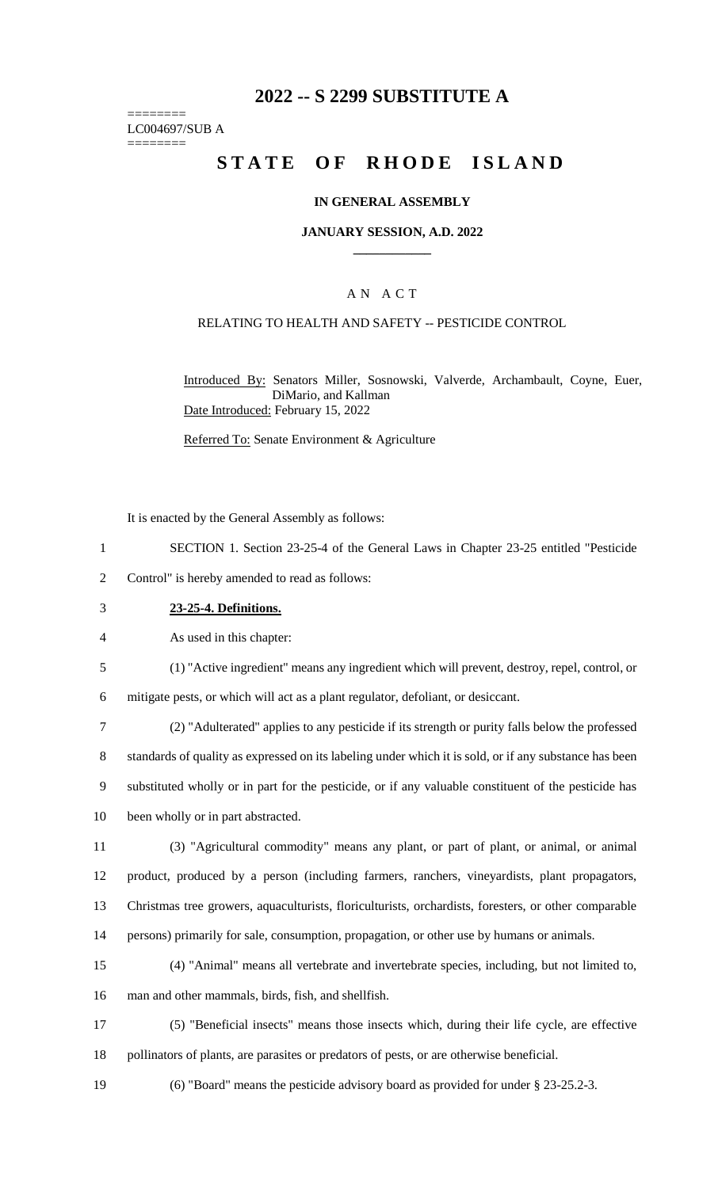# 2022 -- S 2299 SUBSTITUTE A

========
LC004697/SUB A
========

# STATE OF RHODE ISLAND

### IN GENERAL ASSEMBLY

### JANUARY SESSION, A.D. 2022

____________

A N A C T

RELATING TO HEALTH AND SAFETY -- PESTICIDE CONTROL

Introduced By: Senators Miller, Sosnowski, Valverde, Archambault, Coyne, Euer, DiMario, and Kallman

Date Introduced: February 15, 2022

Referred To: Senate Environment & Agriculture

It is enacted by the General Assembly as follows:

SECTION 1. Section 23-25-4 of the General Laws in Chapter 23-25 entitled "Pesticide Control" is hereby amended to read as follows:

**23-25-4. Definitions.**

As used in this chapter:

(1) "Active ingredient" means any ingredient which will prevent, destroy, repel, control, or mitigate pests, or which will act as a plant regulator, defoliant, or desiccant.

(2) "Adulterated" applies to any pesticide if its strength or purity falls below the professed standards of quality as expressed on its labeling under which it is sold, or if any substance has been substituted wholly or in part for the pesticide, or if any valuable constituent of the pesticide has been wholly or in part abstracted.

(3) "Agricultural commodity" means any plant, or part of plant, or animal, or animal product, produced by a person (including farmers, ranchers, vineyardists, plant propagators, Christmas tree growers, aquaculturists, floriculturists, orchardists, foresters, or other comparable persons) primarily for sale, consumption, propagation, or other use by humans or animals.

(4) "Animal" means all vertebrate and invertebrate species, including, but not limited to, man and other mammals, birds, fish, and shellfish.

(5) "Beneficial insects" means those insects which, during their life cycle, are effective pollinators of plants, are parasites or predators of pests, or are otherwise beneficial.

(6) "Board" means the pesticide advisory board as provided for under § 23-25.2-3.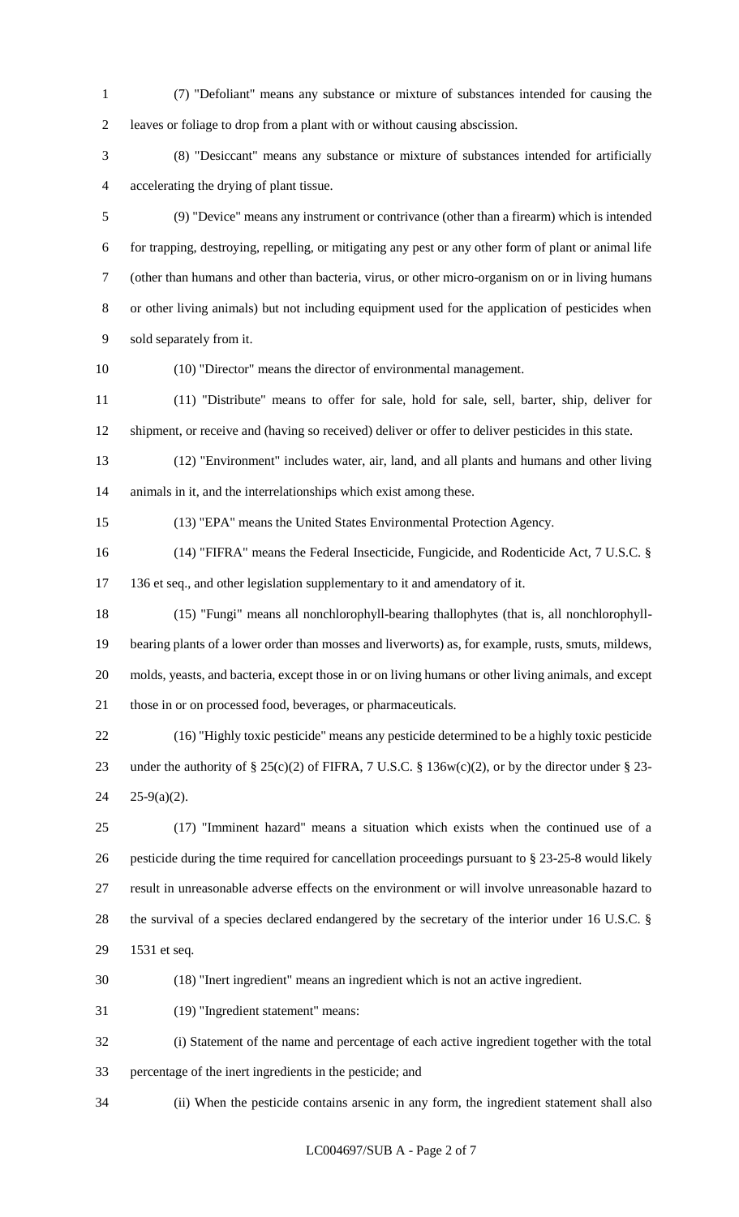(7) "Defoliant" means any substance or mixture of substances intended for causing the leaves or foliage to drop from a plant with or without causing abscission.

(8) "Desiccant" means any substance or mixture of substances intended for artificially accelerating the drying of plant tissue.

(9) "Device" means any instrument or contrivance (other than a firearm) which is intended for trapping, destroying, repelling, or mitigating any pest or any other form of plant or animal life (other than humans and other than bacteria, virus, or other micro-organism on or in living humans or other living animals) but not including equipment used for the application of pesticides when sold separately from it.

(10) "Director" means the director of environmental management.

(11) "Distribute" means to offer for sale, hold for sale, sell, barter, ship, deliver for shipment, or receive and (having so received) deliver or offer to deliver pesticides in this state.

(12) "Environment" includes water, air, land, and all plants and humans and other living animals in it, and the interrelationships which exist among these.

(13) "EPA" means the United States Environmental Protection Agency.

(14) "FIFRA" means the Federal Insecticide, Fungicide, and Rodenticide Act, 7 U.S.C. § 136 et seq., and other legislation supplementary to it and amendatory of it.

(15) "Fungi" means all nonchlorophyll-bearing thallophytes (that is, all nonchlorophyll-bearing plants of a lower order than mosses and liverworts) as, for example, rusts, smuts, mildews, molds, yeasts, and bacteria, except those in or on living humans or other living animals, and except those in or on processed food, beverages, or pharmaceuticals.

(16) "Highly toxic pesticide" means any pesticide determined to be a highly toxic pesticide under the authority of § 25(c)(2) of FIFRA, 7 U.S.C. § 136w(c)(2), or by the director under § 23-25-9(a)(2).

(17) "Imminent hazard" means a situation which exists when the continued use of a pesticide during the time required for cancellation proceedings pursuant to § 23-25-8 would likely result in unreasonable adverse effects on the environment or will involve unreasonable hazard to the survival of a species declared endangered by the secretary of the interior under 16 U.S.C. § 1531 et seq.

(18) "Inert ingredient" means an ingredient which is not an active ingredient.

(19) "Ingredient statement" means:

(i) Statement of the name and percentage of each active ingredient together with the total percentage of the inert ingredients in the pesticide; and

(ii) When the pesticide contains arsenic in any form, the ingredient statement shall also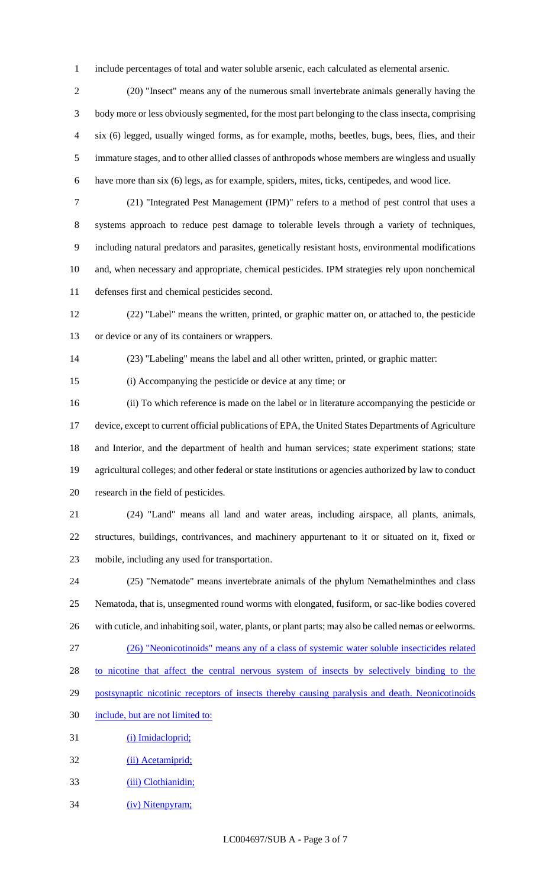include percentages of total and water soluble arsenic, each calculated as elemental arsenic.

(20) "Insect" means any of the numerous small invertebrate animals generally having the body more or less obviously segmented, for the most part belonging to the class insecta, comprising six (6) legged, usually winged forms, as for example, moths, beetles, bugs, bees, flies, and their immature stages, and to other allied classes of anthropods whose members are wingless and usually have more than six (6) legs, as for example, spiders, mites, ticks, centipedes, and wood lice.

(21) "Integrated Pest Management (IPM)" refers to a method of pest control that uses a systems approach to reduce pest damage to tolerable levels through a variety of techniques, including natural predators and parasites, genetically resistant hosts, environmental modifications and, when necessary and appropriate, chemical pesticides. IPM strategies rely upon nonchemical defenses first and chemical pesticides second.

(22) "Label" means the written, printed, or graphic matter on, or attached to, the pesticide or device or any of its containers or wrappers.

(23) "Labeling" means the label and all other written, printed, or graphic matter:

(i) Accompanying the pesticide or device at any time; or

(ii) To which reference is made on the label or in literature accompanying the pesticide or device, except to current official publications of EPA, the United States Departments of Agriculture and Interior, and the department of health and human services; state experiment stations; state agricultural colleges; and other federal or state institutions or agencies authorized by law to conduct research in the field of pesticides.

(24) "Land" means all land and water areas, including airspace, all plants, animals, structures, buildings, contrivances, and machinery appurtenant to it or situated on it, fixed or mobile, including any used for transportation.

(25) "Nematode" means invertebrate animals of the phylum Nemathelminthes and class Nematoda, that is, unsegmented round worms with elongated, fusiform, or sac-like bodies covered with cuticle, and inhabiting soil, water, plants, or plant parts; may also be called nemas or eelworms.

<u>(26) "Neonicotinoids" means any of a class of systemic water soluble insecticides related to nicotine that affect the central nervous system of insects by selectively binding to the postsynaptic nicotinic receptors of insects thereby causing paralysis and death. Neonicotinoids include, but are not limited to:</u>

<u>(i) Imidacloprid;</u>

<u>(ii) Acetamiprid;</u>

<u>(iii) Clothianidin;</u>

<u>(iv) Nitenpyram;</u>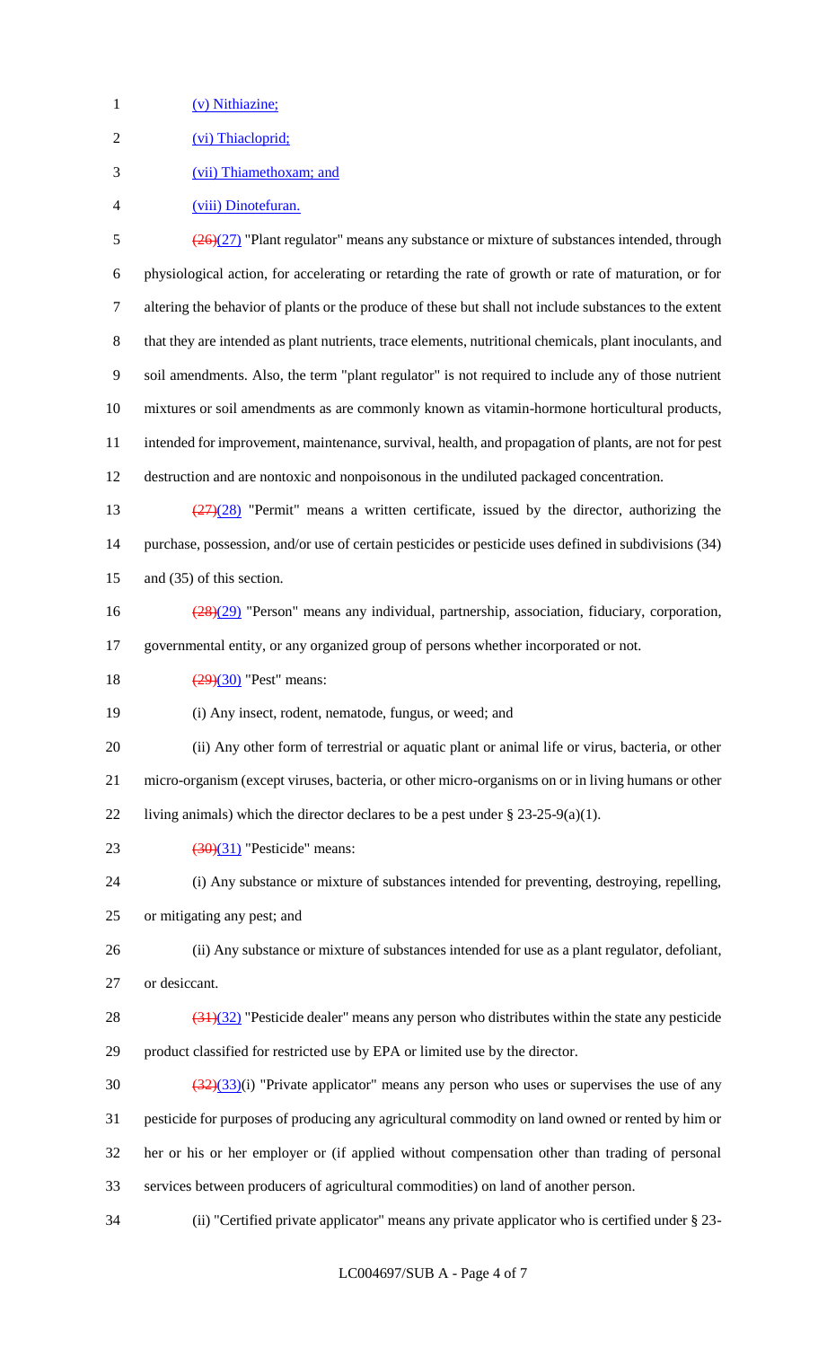(v) Nithiazine;

(vi) Thiacloprid;

(vii) Thiamethoxam; and

(viii) Dinotefuran.

~~(26)~~(27) "Plant regulator" means any substance or mixture of substances intended, through physiological action, for accelerating or retarding the rate of growth or rate of maturation, or for altering the behavior of plants or the produce of these but shall not include substances to the extent that they are intended as plant nutrients, trace elements, nutritional chemicals, plant inoculants, and soil amendments. Also, the term "plant regulator" is not required to include any of those nutrient mixtures or soil amendments as are commonly known as vitamin-hormone horticultural products, intended for improvement, maintenance, survival, health, and propagation of plants, are not for pest destruction and are nontoxic and nonpoisonous in the undiluted packaged concentration.

~~(27)~~(28) "Permit" means a written certificate, issued by the director, authorizing the purchase, possession, and/or use of certain pesticides or pesticide uses defined in subdivisions (34) and (35) of this section.

~~(28)~~(29) "Person" means any individual, partnership, association, fiduciary, corporation, governmental entity, or any organized group of persons whether incorporated or not.

~~(29)~~(30) "Pest" means:

(i) Any insect, rodent, nematode, fungus, or weed; and

(ii) Any other form of terrestrial or aquatic plant or animal life or virus, bacteria, or other micro-organism (except viruses, bacteria, or other micro-organisms on or in living humans or other living animals) which the director declares to be a pest under § 23-25-9(a)(1).

~~(30)~~(31) "Pesticide" means:

(i) Any substance or mixture of substances intended for preventing, destroying, repelling, or mitigating any pest; and

(ii) Any substance or mixture of substances intended for use as a plant regulator, defoliant, or desiccant.

~~(31)~~(32) "Pesticide dealer" means any person who distributes within the state any pesticide product classified for restricted use by EPA or limited use by the director.

~~(32)~~(33)(i) "Private applicator" means any person who uses or supervises the use of any pesticide for purposes of producing any agricultural commodity on land owned or rented by him or her or his or her employer or (if applied without compensation other than trading of personal services between producers of agricultural commodities) on land of another person.

(ii) "Certified private applicator" means any private applicator who is certified under § 23-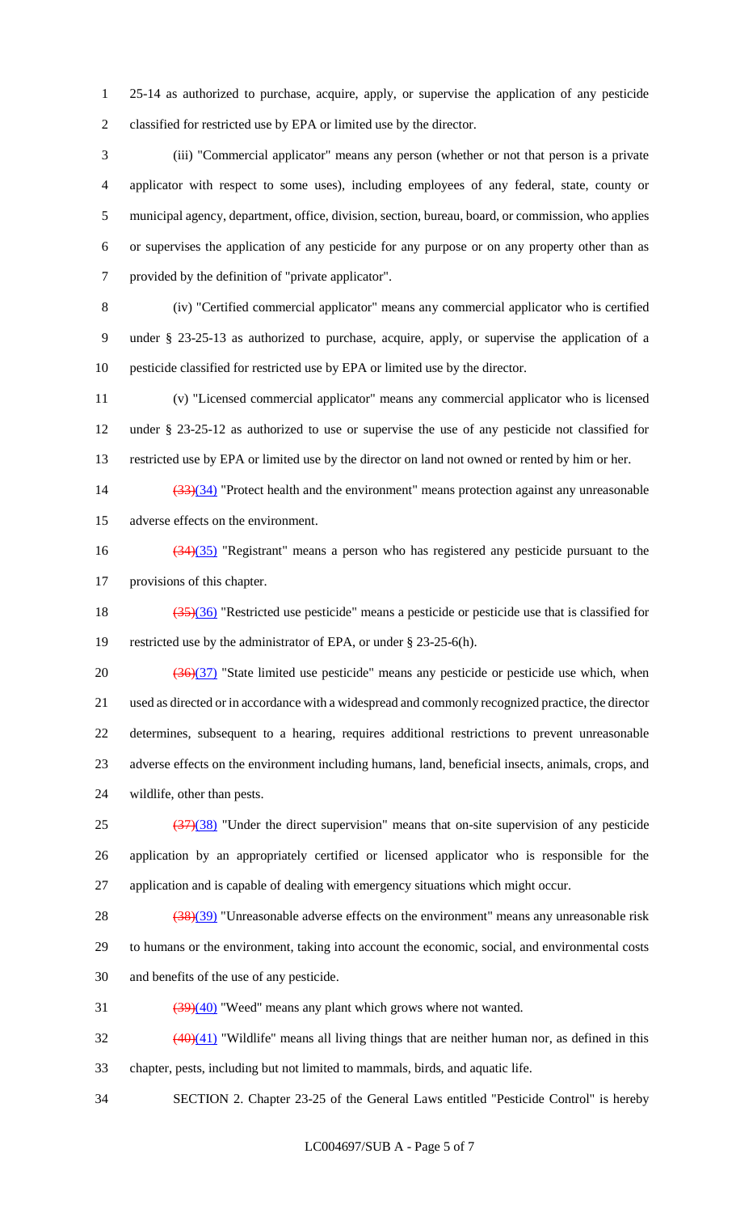25-14 as authorized to purchase, acquire, apply, or supervise the application of any pesticide classified for restricted use by EPA or limited use by the director.

(iii) "Commercial applicator" means any person (whether or not that person is a private applicator with respect to some uses), including employees of any federal, state, county or municipal agency, department, office, division, section, bureau, board, or commission, who applies or supervises the application of any pesticide for any purpose or on any property other than as provided by the definition of "private applicator".

(iv) "Certified commercial applicator" means any commercial applicator who is certified under § 23-25-13 as authorized to purchase, acquire, apply, or supervise the application of a pesticide classified for restricted use by EPA or limited use by the director.

(v) "Licensed commercial applicator" means any commercial applicator who is licensed under § 23-25-12 as authorized to use or supervise the use of any pesticide not classified for restricted use by EPA or limited use by the director on land not owned or rented by him or her.

~~(33)~~(34) "Protect health and the environment" means protection against any unreasonable adverse effects on the environment.

~~(34)~~(35) "Registrant" means a person who has registered any pesticide pursuant to the provisions of this chapter.

~~(35)~~(36) "Restricted use pesticide" means a pesticide or pesticide use that is classified for restricted use by the administrator of EPA, or under § 23-25-6(h).

~~(36)~~(37) "State limited use pesticide" means any pesticide or pesticide use which, when used as directed or in accordance with a widespread and commonly recognized practice, the director determines, subsequent to a hearing, requires additional restrictions to prevent unreasonable adverse effects on the environment including humans, land, beneficial insects, animals, crops, and wildlife, other than pests.

~~(37)~~(38) "Under the direct supervision" means that on-site supervision of any pesticide application by an appropriately certified or licensed applicator who is responsible for the application and is capable of dealing with emergency situations which might occur.

~~(38)~~(39) "Unreasonable adverse effects on the environment" means any unreasonable risk to humans or the environment, taking into account the economic, social, and environmental costs and benefits of the use of any pesticide.

~~(39)~~(40) "Weed" means any plant which grows where not wanted.

~~(40)~~(41) "Wildlife" means all living things that are neither human nor, as defined in this chapter, pests, including but not limited to mammals, birds, and aquatic life.

SECTION 2. Chapter 23-25 of the General Laws entitled "Pesticide Control" is hereby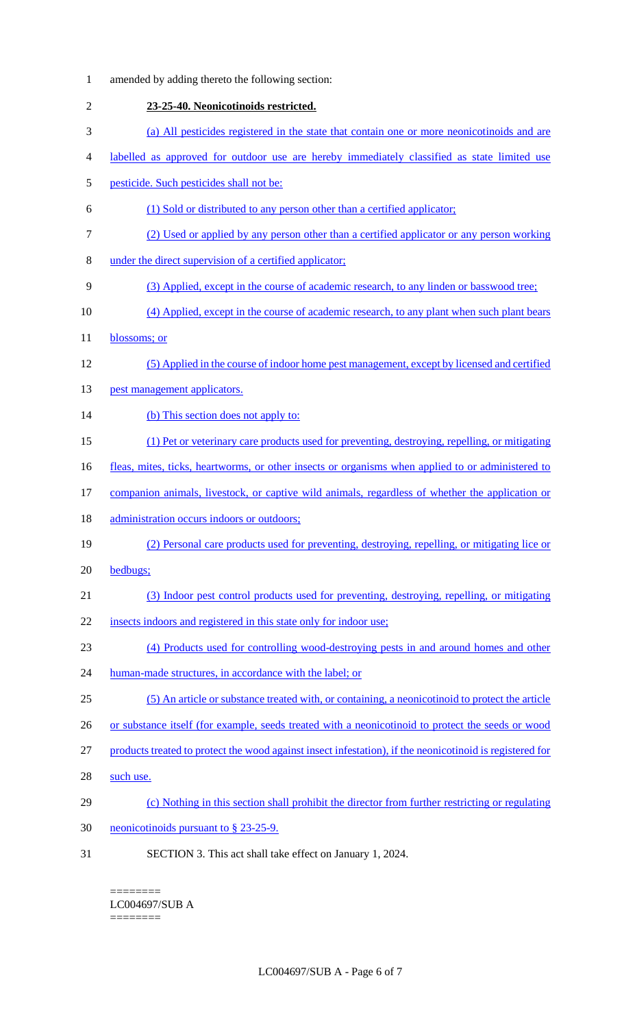amended by adding thereto the following section:

**23-25-40. Neonicotinoids restricted.**

(a) All pesticides registered in the state that contain one or more neonicotinoids and are labelled as approved for outdoor use are hereby immediately classified as state limited use pesticide. Such pesticides shall not be:

(1) Sold or distributed to any person other than a certified applicator;

(2) Used or applied by any person other than a certified applicator or any person working under the direct supervision of a certified applicator;

(3) Applied, except in the course of academic research, to any linden or basswood tree;

(4) Applied, except in the course of academic research, to any plant when such plant bears blossoms; or

(5) Applied in the course of indoor home pest management, except by licensed and certified pest management applicators.

(b) This section does not apply to:

(1) Pet or veterinary care products used for preventing, destroying, repelling, or mitigating fleas, mites, ticks, heartworms, or other insects or organisms when applied to or administered to companion animals, livestock, or captive wild animals, regardless of whether the application or administration occurs indoors or outdoors;

(2) Personal care products used for preventing, destroying, repelling, or mitigating lice or bedbugs;

(3) Indoor pest control products used for preventing, destroying, repelling, or mitigating insects indoors and registered in this state only for indoor use;

(4) Products used for controlling wood-destroying pests in and around homes and other human-made structures, in accordance with the label; or

(5) An article or substance treated with, or containing, a neonicotinoid to protect the article or substance itself (for example, seeds treated with a neonicotinoid to protect the seeds or wood products treated to protect the wood against insect infestation), if the neonicotinoid is registered for such use.

(c) Nothing in this section shall prohibit the director from further restricting or regulating neonicotinoids pursuant to § 23-25-9.

SECTION 3. This act shall take effect on January 1, 2024.

========
LC004697/SUB A
========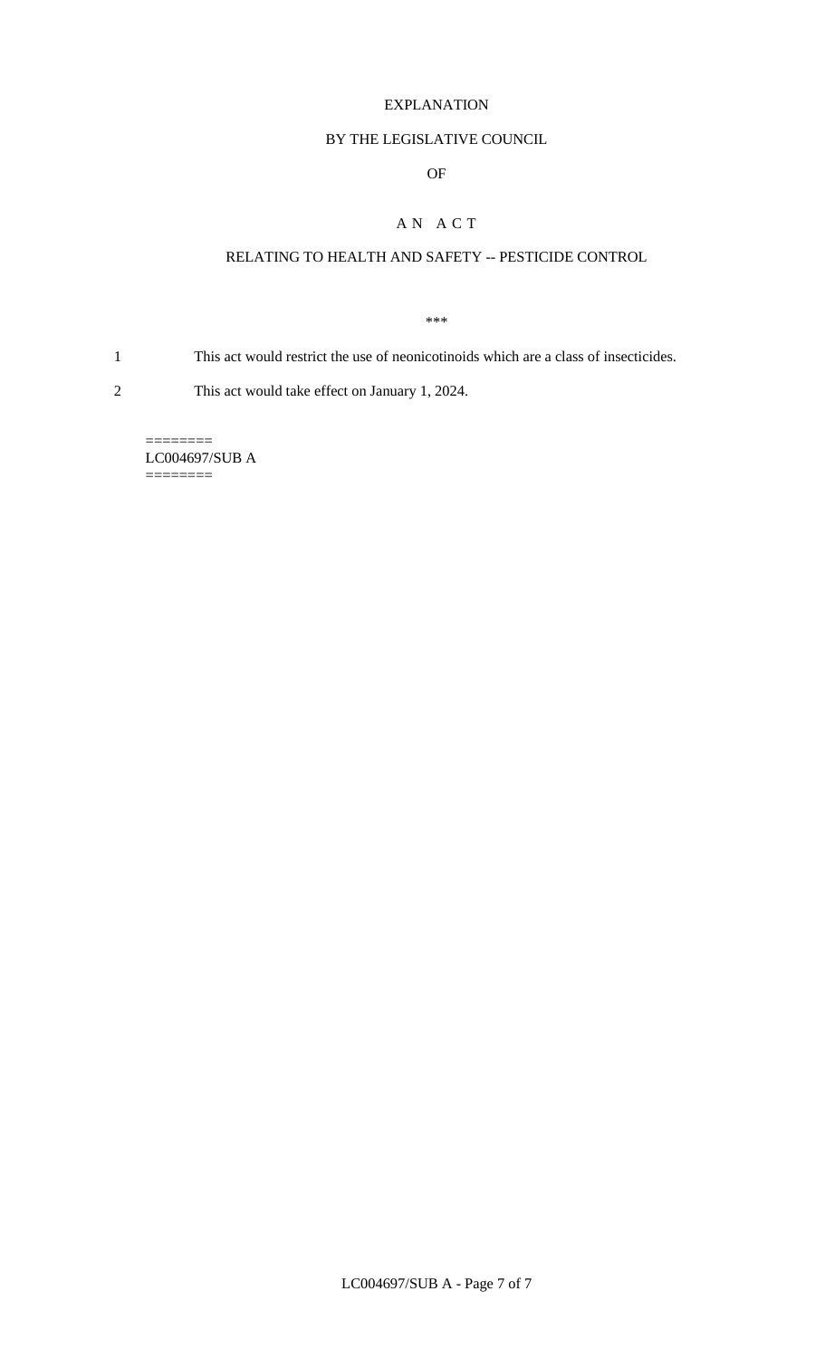EXPLANATION

BY THE LEGISLATIVE COUNCIL

OF

A N A C T

RELATING TO HEALTH AND SAFETY -- PESTICIDE CONTROL

\*\*\*

1 This act would restrict the use of neonicotinoids which are a class of insecticides.

2 This act would take effect on January 1, 2024.

========
LC004697/SUB A
========